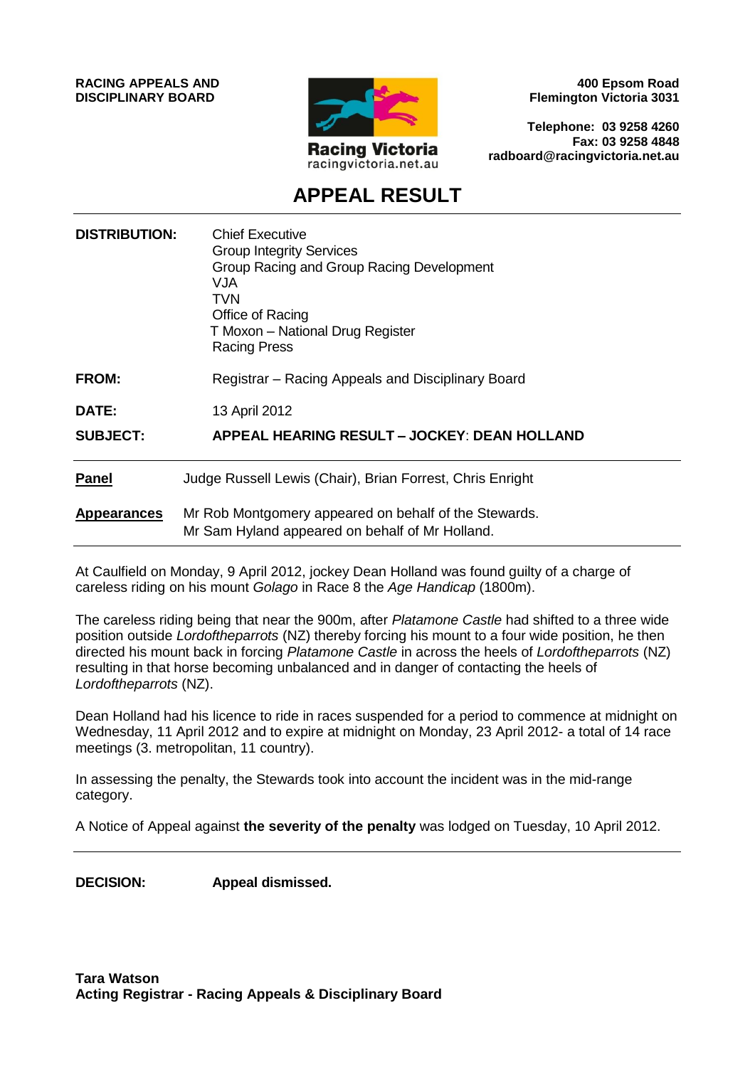**RACING APPEALS AND DISCIPLINARY BOARD**

Racing Victoria
racingvictoria.net.au

**400 Epsom Road**
**Flemington Victoria 3031**

**Telephone: 03 9258 4260**
**Fax: 03 9258 4848**
**radboard@racingvictoria.net.au**

# APPEAL RESULT

| | |
|---|---|
| **DISTRIBUTION:** | Chief Executive<br>Group Integrity Services<br>Group Racing and Group Racing Development<br>VJA<br>TVN<br>Office of Racing<br>T Moxon – National Drug Register<br>Racing Press |
| **FROM:** | Registrar – Racing Appeals and Disciplinary Board |
| **DATE:** | 13 April 2012 |
| **SUBJECT:** | **APPEAL HEARING RESULT – JOCKEY: DEAN HOLLAND** |

| | |
|---|---|
| **Panel** | Judge Russell Lewis (Chair), Brian Forrest, Chris Enright |
| **Appearances** | Mr Rob Montgomery appeared on behalf of the Stewards.<br>Mr Sam Hyland appeared on behalf of Mr Holland. |

At Caulfield on Monday, 9 April 2012, jockey Dean Holland was found guilty of a charge of careless riding on his mount *Golago* in Race 8 the *Age Handicap* (1800m).

The careless riding being that near the 900m, after *Platamone Castle* had shifted to a three wide position outside *Lordoftheparrots* (NZ) thereby forcing his mount to a four wide position, he then directed his mount back in forcing *Platamone Castle* in across the heels of *Lordoftheparrots* (NZ) resulting in that horse becoming unbalanced and in danger of contacting the heels of *Lordoftheparrots* (NZ).

Dean Holland had his licence to ride in races suspended for a period to commence at midnight on Wednesday, 11 April 2012 and to expire at midnight on Monday, 23 April 2012- a total of 14 race meetings (3. metropolitan, 11 country).

In assessing the penalty, the Stewards took into account the incident was in the mid-range category.

A Notice of Appeal against **the severity of the penalty** was lodged on Tuesday, 10 April 2012.

**DECISION:** **Appeal dismissed.**

**Tara Watson**
**Acting Registrar - Racing Appeals & Disciplinary Board**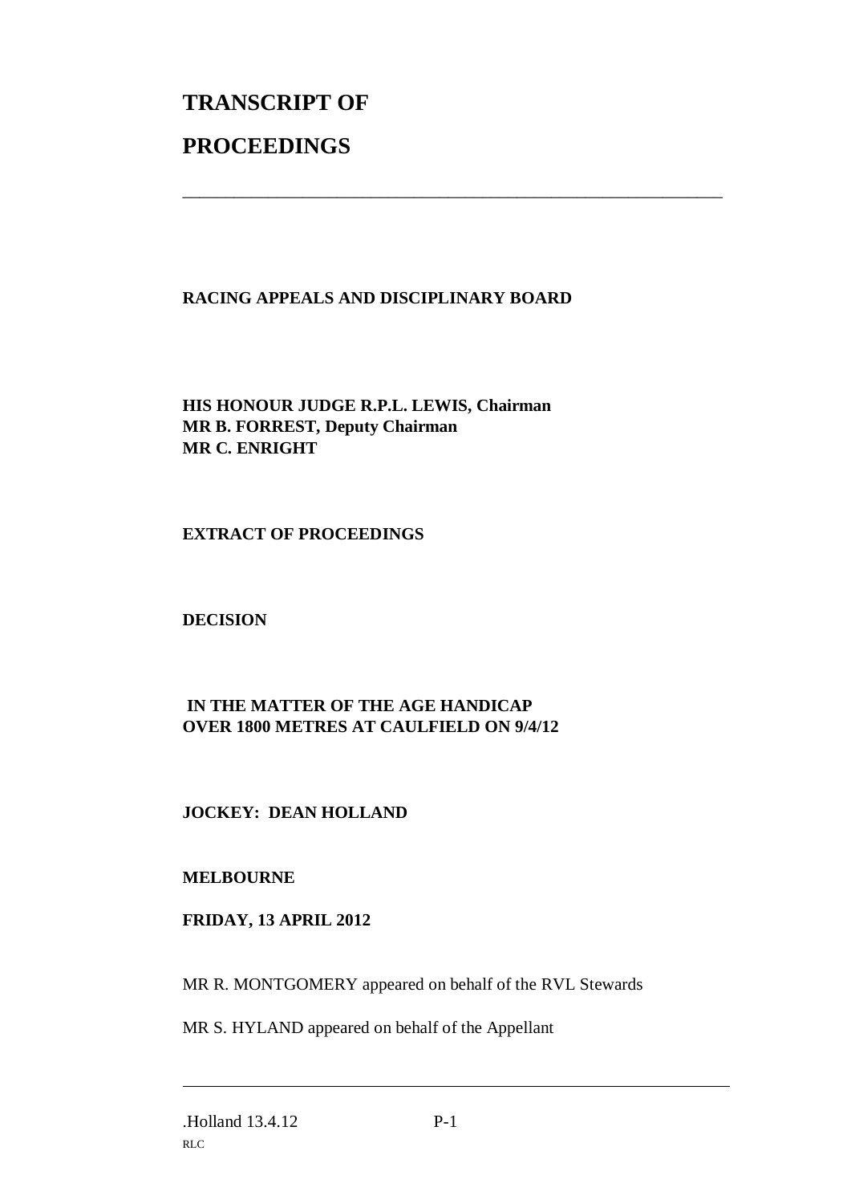# TRANSCRIPT OF

# PROCEEDINGS

---

**RACING APPEALS AND DISCIPLINARY BOARD**

**HIS HONOUR JUDGE R.P.L. LEWIS, Chairman**
**MR B. FORREST, Deputy Chairman**
**MR C. ENRIGHT**

**EXTRACT OF PROCEEDINGS**

**DECISION**

**IN THE MATTER OF THE AGE HANDICAP**
**OVER 1800 METRES AT CAULFIELD ON 9/4/12**

**JOCKEY: DEAN HOLLAND**

**MELBOURNE**

**FRIDAY, 13 APRIL 2012**

MR R. MONTGOMERY appeared on behalf of the RVL Stewards

MR S. HYLAND appeared on behalf of the Appellant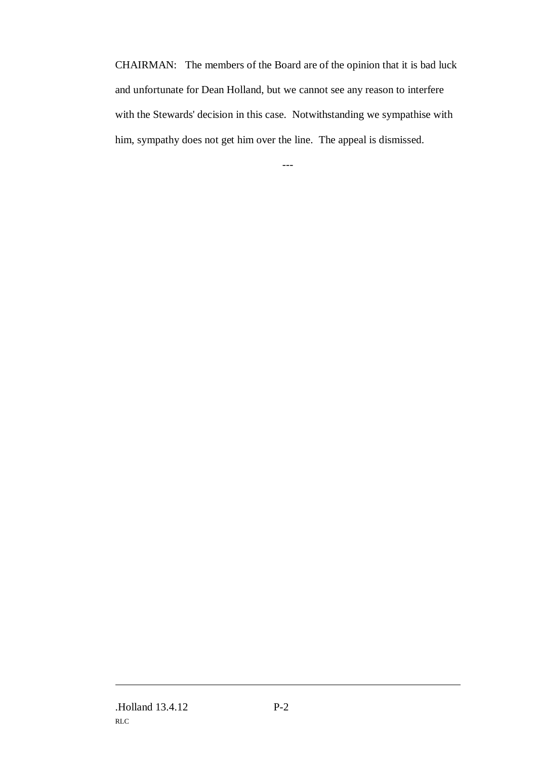CHAIRMAN: The members of the Board are of the opinion that it is bad luck and unfortunate for Dean Holland, but we cannot see any reason to interfere with the Stewards' decision in this case. Notwithstanding we sympathise with him, sympathy does not get him over the line. The appeal is dismissed.

---